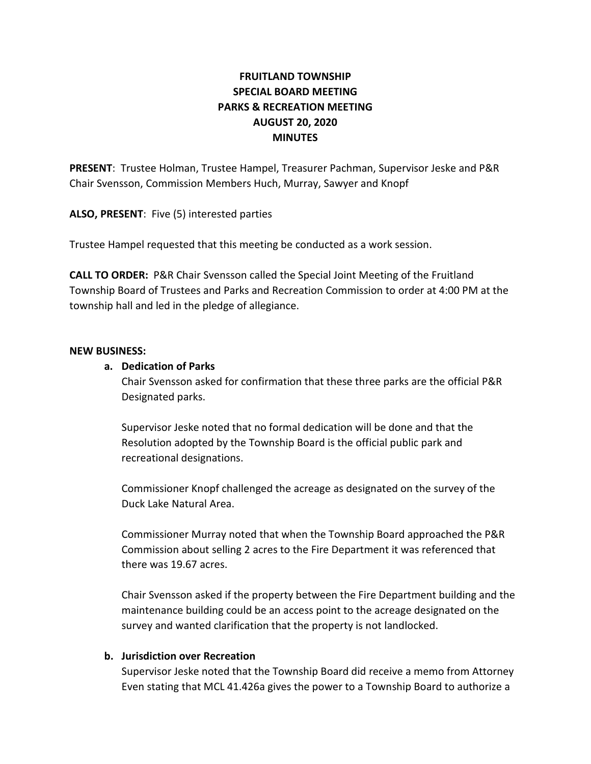**FRUITLAND TOWNSHIP**
**SPECIAL BOARD MEETING**
**PARKS & RECREATION MEETING**
**AUGUST 20, 2020**
**MINUTES**

**PRESENT**: Trustee Holman, Trustee Hampel, Treasurer Pachman, Supervisor Jeske and P&R Chair Svensson, Commission Members Huch, Murray, Sawyer and Knopf

**ALSO, PRESENT**: Five (5) interested parties

Trustee Hampel requested that this meeting be conducted as a work session.

**CALL TO ORDER:** P&R Chair Svensson called the Special Joint Meeting of the Fruitland Township Board of Trustees and Parks and Recreation Commission to order at 4:00 PM at the township hall and led in the pledge of allegiance.

**NEW BUSINESS:**

**a. Dedication of Parks**

Chair Svensson asked for confirmation that these three parks are the official P&R Designated parks.

Supervisor Jeske noted that no formal dedication will be done and that the Resolution adopted by the Township Board is the official public park and recreational designations.

Commissioner Knopf challenged the acreage as designated on the survey of the Duck Lake Natural Area.

Commissioner Murray noted that when the Township Board approached the P&R Commission about selling 2 acres to the Fire Department it was referenced that there was 19.67 acres.

Chair Svensson asked if the property between the Fire Department building and the maintenance building could be an access point to the acreage designated on the survey and wanted clarification that the property is not landlocked.

**b. Jurisdiction over Recreation**

Supervisor Jeske noted that the Township Board did receive a memo from Attorney Even stating that MCL 41.426a gives the power to a Township Board to authorize a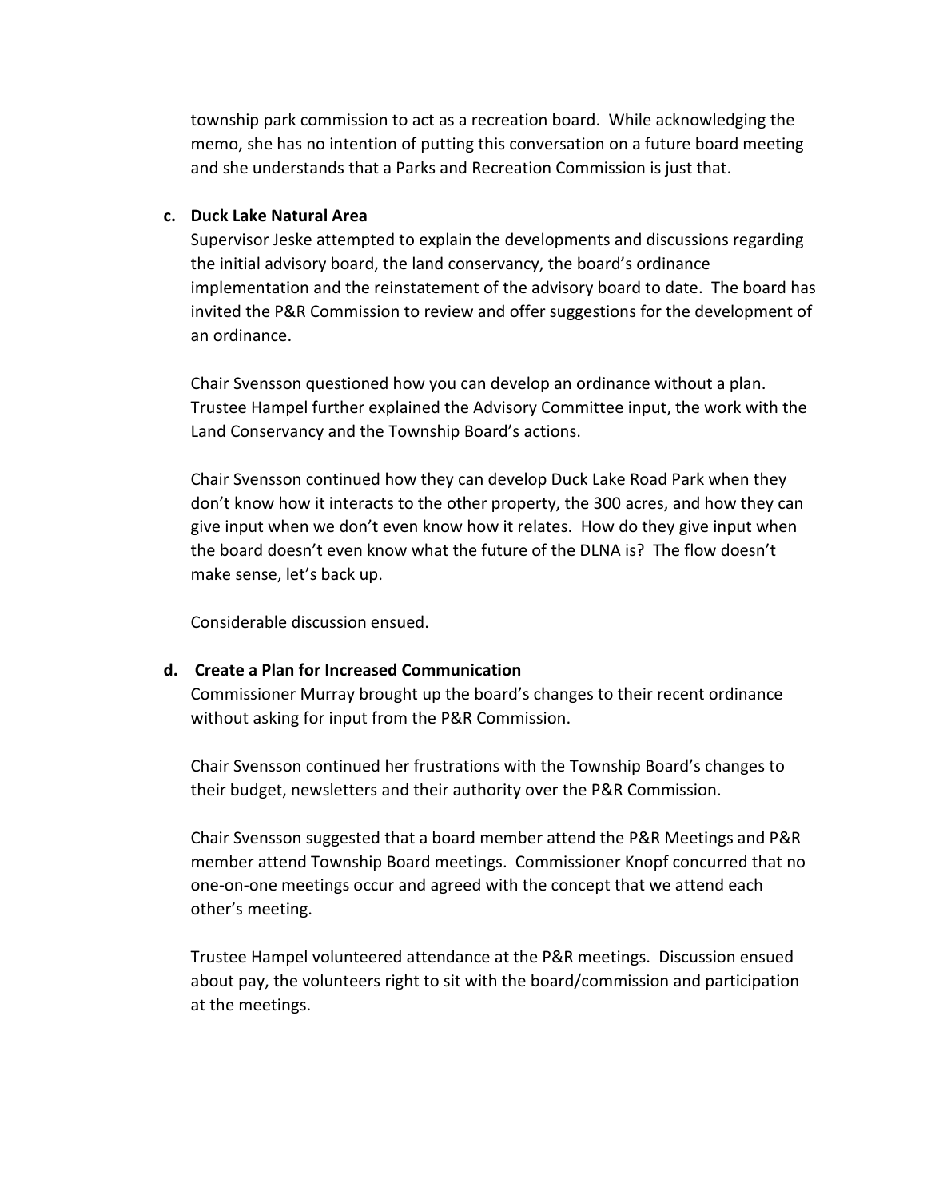township park commission to act as a recreation board. While acknowledging the memo, she has no intention of putting this conversation on a future board meeting and she understands that a Parks and Recreation Commission is just that.

**c. Duck Lake Natural Area**

Supervisor Jeske attempted to explain the developments and discussions regarding the initial advisory board, the land conservancy, the board's ordinance implementation and the reinstatement of the advisory board to date. The board has invited the P&R Commission to review and offer suggestions for the development of an ordinance.

Chair Svensson questioned how you can develop an ordinance without a plan. Trustee Hampel further explained the Advisory Committee input, the work with the Land Conservancy and the Township Board's actions.

Chair Svensson continued how they can develop Duck Lake Road Park when they don't know how it interacts to the other property, the 300 acres, and how they can give input when we don't even know how it relates. How do they give input when the board doesn't even know what the future of the DLNA is? The flow doesn't make sense, let's back up.

Considerable discussion ensued.

**d. Create a Plan for Increased Communication**

Commissioner Murray brought up the board's changes to their recent ordinance without asking for input from the P&R Commission.

Chair Svensson continued her frustrations with the Township Board's changes to their budget, newsletters and their authority over the P&R Commission.

Chair Svensson suggested that a board member attend the P&R Meetings and P&R member attend Township Board meetings. Commissioner Knopf concurred that no one-on-one meetings occur and agreed with the concept that we attend each other's meeting.

Trustee Hampel volunteered attendance at the P&R meetings. Discussion ensued about pay, the volunteers right to sit with the board/commission and participation at the meetings.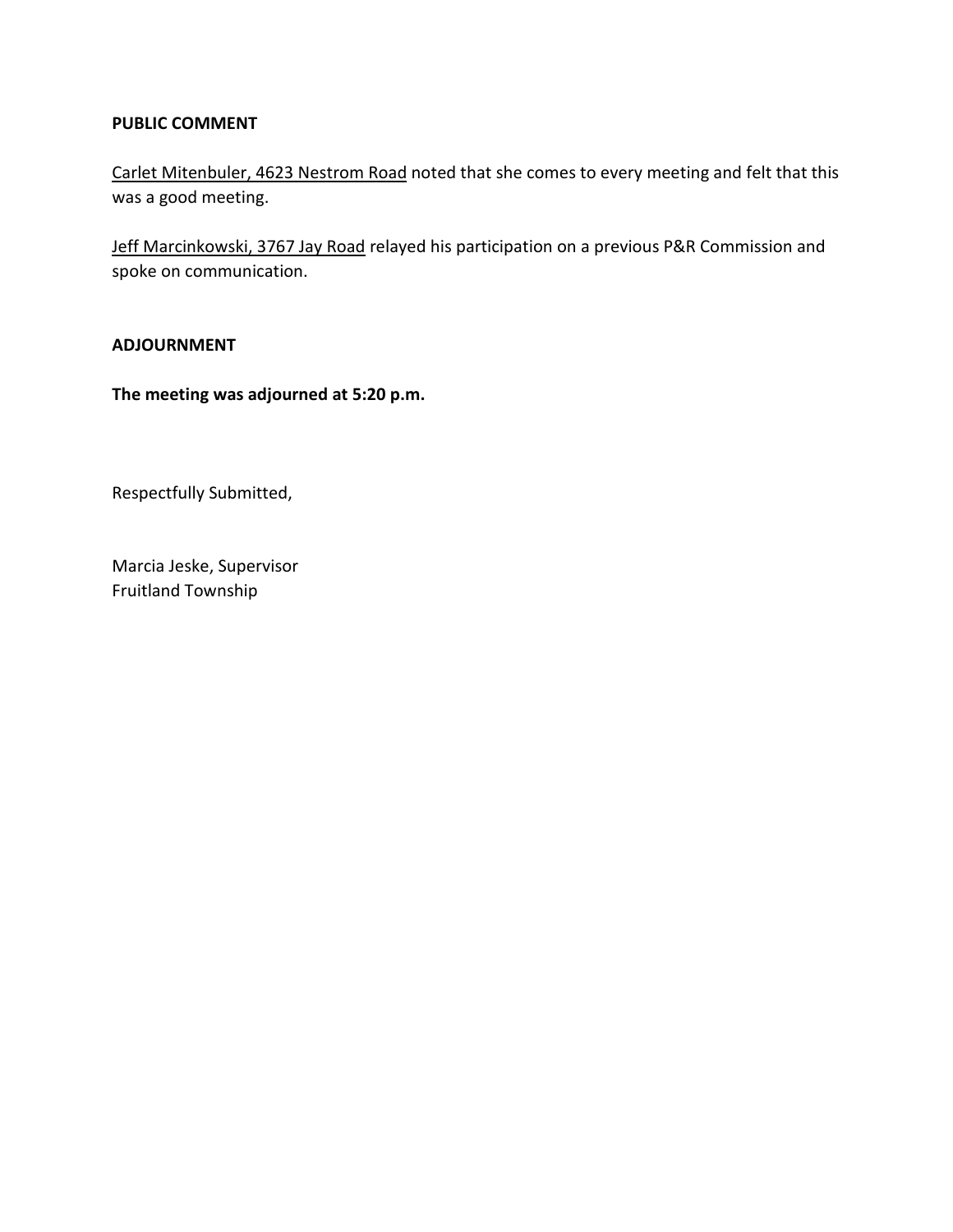**PUBLIC COMMENT**

<u>Carlet Mitenbuler, 4623 Nestrom Road</u> noted that she comes to every meeting and felt that this was a good meeting.

<u>Jeff Marcinkowski, 3767 Jay Road</u> relayed his participation on a previous P&R Commission and spoke on communication.

**ADJOURNMENT**

**The meeting was adjourned at 5:20 p.m.**

Respectfully Submitted,

Marcia Jeske, Supervisor
Fruitland Township